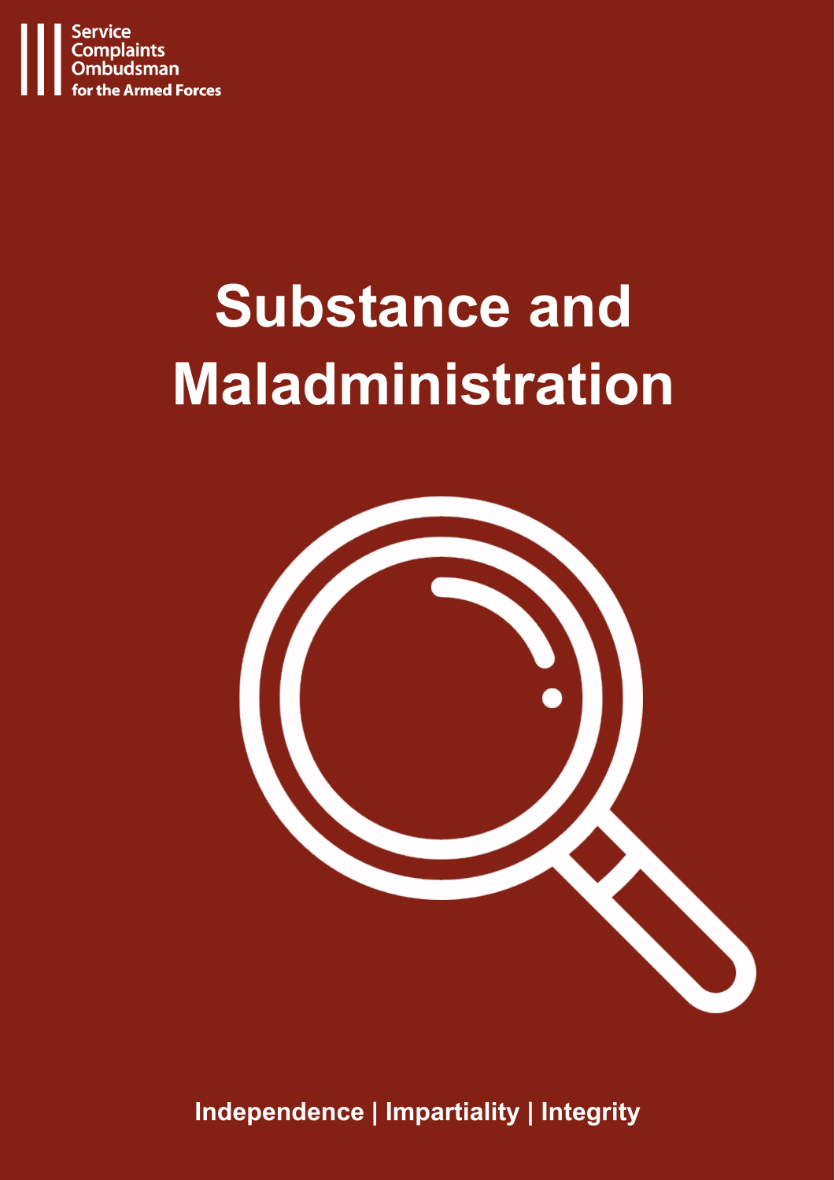Service Complaints Ombudsman for the Armed Forces

# Substance and Maladministration

**Independence | Impartiality | Integrity**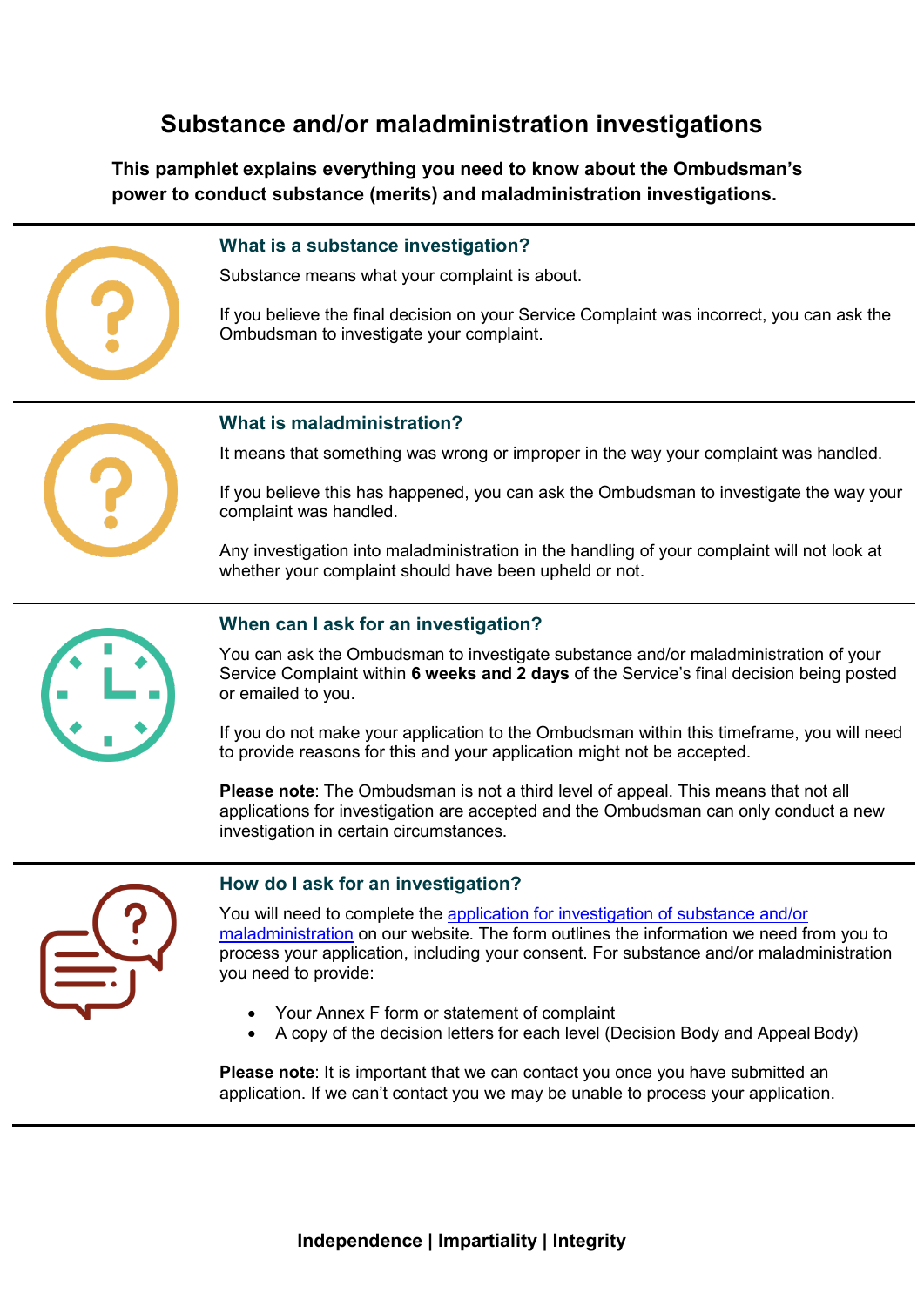# Substance and/or maladministration investigations

**This pamphlet explains everything you need to know about the Ombudsman's power to conduct substance (merits) and maladministration investigations.**

## What is a substance investigation?

Substance means what your complaint is about.

If you believe the final decision on your Service Complaint was incorrect, you can ask the Ombudsman to investigate your complaint.

## What is maladministration?

It means that something was wrong or improper in the way your complaint was handled.

If you believe this has happened, you can ask the Ombudsman to investigate the way your complaint was handled.

Any investigation into maladministration in the handling of your complaint will not look at whether your complaint should have been upheld or not.

## When can I ask for an investigation?

You can ask the Ombudsman to investigate substance and/or maladministration of your Service Complaint within **6 weeks and 2 days** of the Service's final decision being posted or emailed to you.

If you do not make your application to the Ombudsman within this timeframe, you will need to provide reasons for this and your application might not be accepted.

**Please note**: The Ombudsman is not a third level of appeal. This means that not all applications for investigation are accepted and the Ombudsman can only conduct a new investigation in certain circumstances.

## How do I ask for an investigation?

You will need to complete the application for investigation of substance and/or maladministration on our website. The form outlines the information we need from you to process your application, including your consent. For substance and/or maladministration you need to provide:

- Your Annex F form or statement of complaint
- A copy of the decision letters for each level (Decision Body and Appeal Body)

**Please note**: It is important that we can contact you once you have submitted an application. If we can't contact you we may be unable to process your application.

**Independence | Impartiality | Integrity**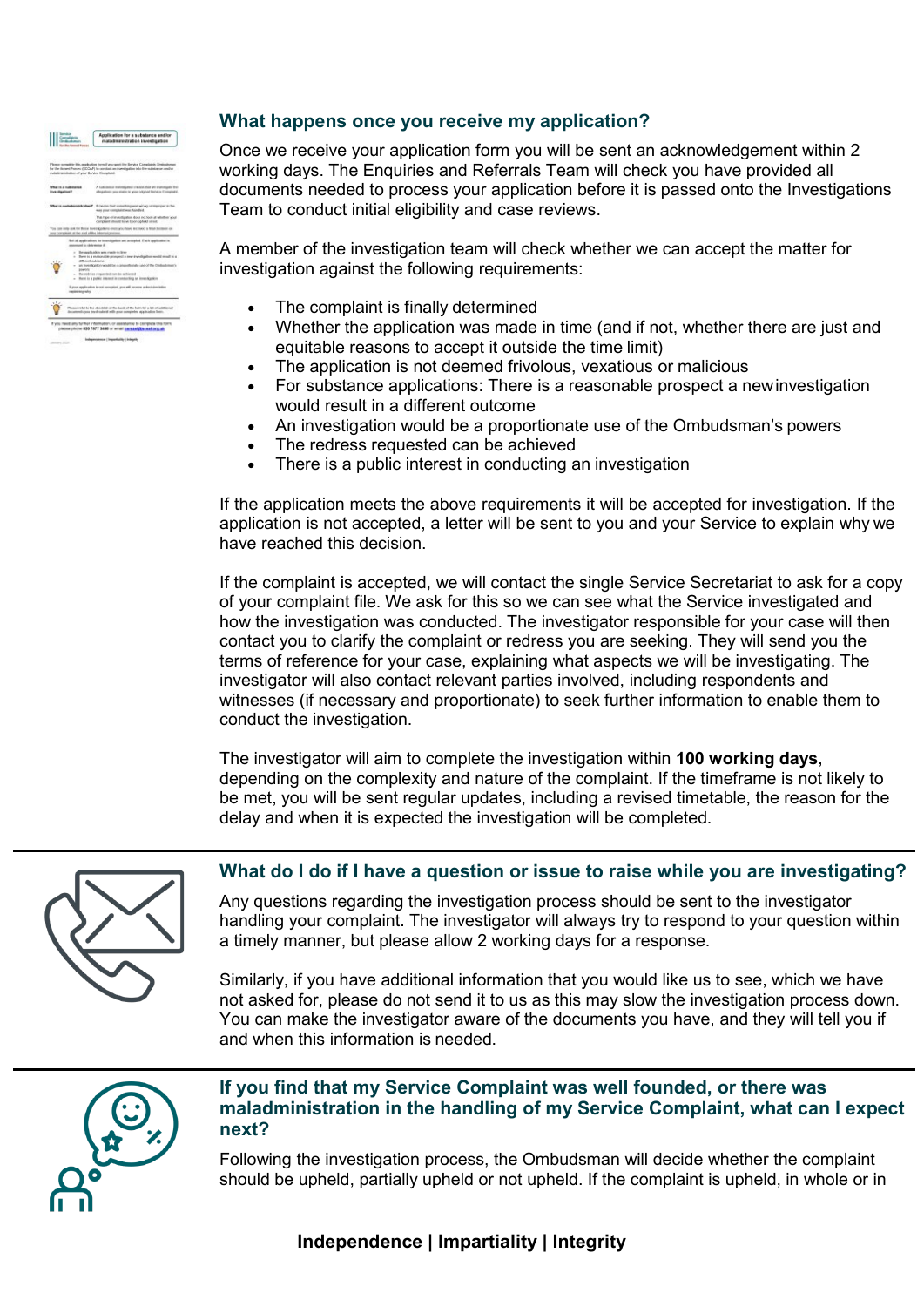## What happens once you receive my application?

Once we receive your application form you will be sent an acknowledgement within 2 working days. The Enquiries and Referrals Team will check you have provided all documents needed to process your application before it is passed onto the Investigations Team to conduct initial eligibility and case reviews.

A member of the investigation team will check whether we can accept the matter for investigation against the following requirements:

- The complaint is finally determined
- Whether the application was made in time (and if not, whether there are just and equitable reasons to accept it outside the time limit)
- The application is not deemed frivolous, vexatious or malicious
- For substance applications: There is a reasonable prospect a new investigation would result in a different outcome
- An investigation would be a proportionate use of the Ombudsman's powers
- The redress requested can be achieved
- There is a public interest in conducting an investigation

If the application meets the above requirements it will be accepted for investigation. If the application is not accepted, a letter will be sent to you and your Service to explain why we have reached this decision.

If the complaint is accepted, we will contact the single Service Secretariat to ask for a copy of your complaint file. We ask for this so we can see what the Service investigated and how the investigation was conducted. The investigator responsible for your case will then contact you to clarify the complaint or redress you are seeking. They will send you the terms of reference for your case, explaining what aspects we will be investigating. The investigator will also contact relevant parties involved, including respondents and witnesses (if necessary and proportionate) to seek further information to enable them to conduct the investigation.

The investigator will aim to complete the investigation within **100 working days**, depending on the complexity and nature of the complaint. If the timeframe is not likely to be met, you will be sent regular updates, including a revised timetable, the reason for the delay and when it is expected the investigation will be completed.

## What do I do if I have a question or issue to raise while you are investigating?

Any questions regarding the investigation process should be sent to the investigator handling your complaint. The investigator will always try to respond to your question within a timely manner, but please allow 2 working days for a response.

Similarly, if you have additional information that you would like us to see, which we have not asked for, please do not send it to us as this may slow the investigation process down. You can make the investigator aware of the documents you have, and they will tell you if and when this information is needed.

## If you find that my Service Complaint was well founded, or there was maladministration in the handling of my Service Complaint, what can I expect next?

Following the investigation process, the Ombudsman will decide whether the complaint should be upheld, partially upheld or not upheld. If the complaint is upheld, in whole or in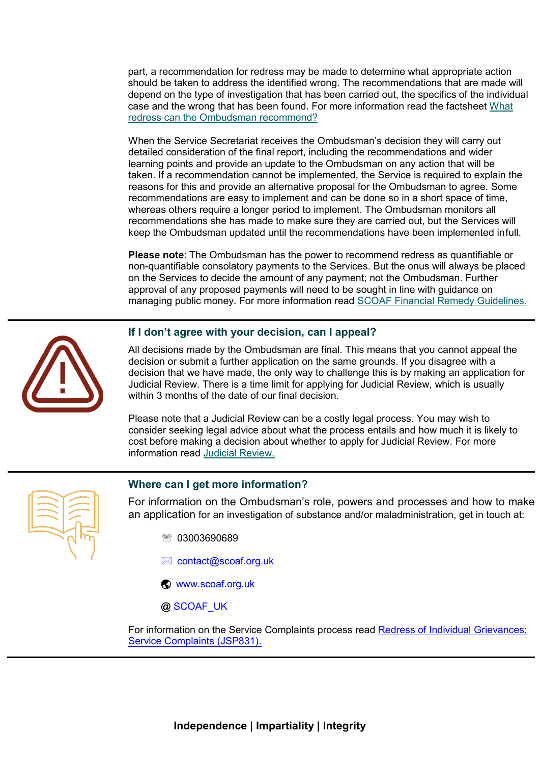part, a recommendation for redress may be made to determine what appropriate action should be taken to address the identified wrong. The recommendations that are made will depend on the type of investigation that has been carried out, the specifics of the individual case and the wrong that has been found. For more information read the factsheet [What redress can the Ombudsman recommend?]

When the Service Secretariat receives the Ombudsman's decision they will carry out detailed consideration of the final report, including the recommendations and wider learning points and provide an update to the Ombudsman on any action that will be taken. If a recommendation cannot be implemented, the Service is required to explain the reasons for this and provide an alternative proposal for the Ombudsman to agree. Some recommendations are easy to implement and can be done so in a short space of time, whereas others require a longer period to implement. The Ombudsman monitors all recommendations she has made to make sure they are carried out, but the Services will keep the Ombudsman updated until the recommendations have been implemented infull.

**Please note**: The Ombudsman has the power to recommend redress as quantifiable or non-quantifiable consolatory payments to the Services. But the onus will always be placed on the Services to decide the amount of any payment; not the Ombudsman. Further approval of any proposed payments will need to be sought in line with guidance on managing public money. For more information read SCOAF Financial Remedy Guidelines.

## If I don't agree with your decision, can I appeal?

All decisions made by the Ombudsman are final. This means that you cannot appeal the decision or submit a further application on the same grounds. If you disagree with a decision that we have made, the only way to challenge this is by making an application for Judicial Review. There is a time limit for applying for Judicial Review, which is usually within 3 months of the date of our final decision.

Please note that a Judicial Review can be a costly legal process. You may wish to consider seeking legal advice about what the process entails and how much it is likely to cost before making a decision about whether to apply for Judicial Review. For more information read Judicial Review.

## Where can I get more information?

For information on the Ombudsman's role, powers and processes and how to make an application for an investigation of substance and/or maladministration, get in touch at:

- ☏ 03003690689
- ✉ contact@scoaf.org.uk
- www.scoaf.org.uk
- @ SCOAF_UK

For information on the Service Complaints process read Redress of Individual Grievances: Service Complaints (JSP831).

**Independence | Impartiality | Integrity**